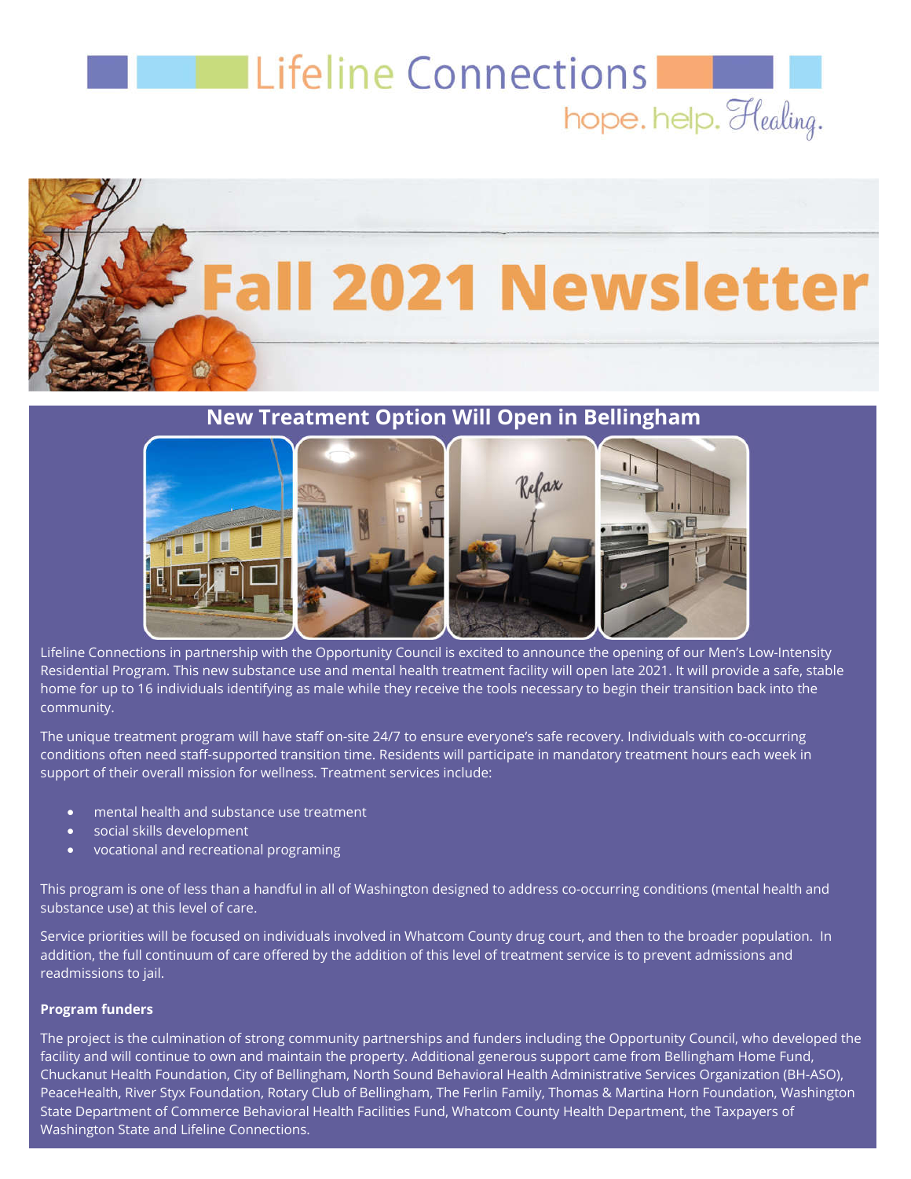# Lifeline Connections

hope. help. Healing.

# Fall 2021 Newsletter

## New Treatment Option Will Open in Bellingham

Lifeline Connections in partnership with the Opportunity Council is excited to announce the opening of our Men's Low-Intensity Residential Program. This new substance use and mental health treatment facility will open late 2021. It will provide a safe, stable home for up to 16 individuals identifying as male while they receive the tools necessary to begin their transition back into the community.

The unique treatment program will have staff on-site 24/7 to ensure everyone's safe recovery. Individuals with co-occurring conditions often need staff-supported transition time. Residents will participate in mandatory treatment hours each week in support of their overall mission for wellness. Treatment services include:

- mental health and substance use treatment
- social skills development
- vocational and recreational programing

This program is one of less than a handful in all of Washington designed to address co-occurring conditions (mental health and substance use) at this level of care.

Service priorities will be focused on individuals involved in Whatcom County drug court, and then to the broader population. In addition, the full continuum of care offered by the addition of this level of treatment service is to prevent admissions and readmissions to jail.

**Program funders**

The project is the culmination of strong community partnerships and funders including the Opportunity Council, who developed the facility and will continue to own and maintain the property. Additional generous support came from Bellingham Home Fund, Chuckanut Health Foundation, City of Bellingham, North Sound Behavioral Health Administrative Services Organization (BH-ASO), PeaceHealth, River Styx Foundation, Rotary Club of Bellingham, The Ferlin Family, Thomas & Martina Horn Foundation, Washington State Department of Commerce Behavioral Health Facilities Fund, Whatcom County Health Department, the Taxpayers of Washington State and Lifeline Connections.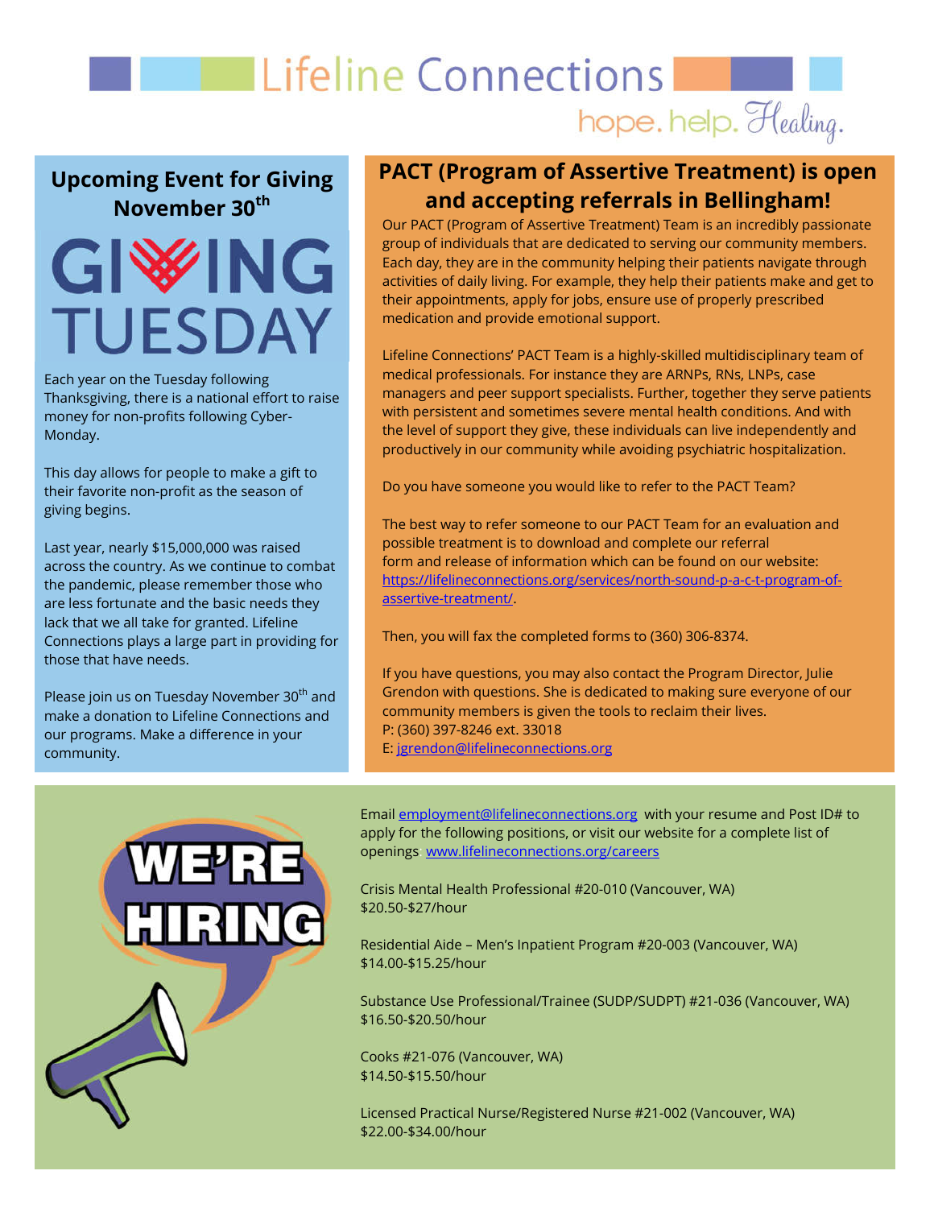# Lifeline Connections

hope. help. Healing.

## Upcoming Event for Giving November 30th

GIVING TUESDAY

Each year on the Tuesday following Thanksgiving, there is a national effort to raise money for non-profits following Cyber-Monday.

This day allows for people to make a gift to their favorite non-profit as the season of giving begins.

Last year, nearly $15,000,000 was raised across the country. As we continue to combat the pandemic, please remember those who are less fortunate and the basic needs they lack that we all take for granted. Lifeline Connections plays a large part in providing for those that have needs.

Please join us on Tuesday November 30th and make a donation to Lifeline Connections and our programs. Make a difference in your community.

## PACT (Program of Assertive Treatment) is open and accepting referrals in Bellingham!

Our PACT (Program of Assertive Treatment) Team is an incredibly passionate group of individuals that are dedicated to serving our community members. Each day, they are in the community helping their patients navigate through activities of daily living. For example, they help their patients make and get to their appointments, apply for jobs, ensure use of properly prescribed medication and provide emotional support.

Lifeline Connections' PACT Team is a highly-skilled multidisciplinary team of medical professionals. For instance they are ARNPs, RNs, LNPs, case managers and peer support specialists. Further, together they serve patients with persistent and sometimes severe mental health conditions. And with the level of support they give, these individuals can live independently and productively in our community while avoiding psychiatric hospitalization.

Do you have someone you would like to refer to the PACT Team?

The best way to refer someone to our PACT Team for an evaluation and possible treatment is to download and complete our referral form and release of information which can be found on our website: https://lifelineconnections.org/services/north-sound-p-a-c-t-program-of-assertive-treatment/.

Then, you will fax the completed forms to (360) 306-8374.

If you have questions, you may also contact the Program Director, Julie Grendon with questions. She is dedicated to making sure everyone of our community members is given the tools to reclaim their lives.
P: (360) 397-8246 ext. 33018
E: jgrendon@lifelineconnections.org

## WE'RE HIRING

Email employment@lifelineconnections.org with your resume and Post ID# to apply for the following positions, or visit our website for a complete list of openings: www.lifelineconnections.org/careers

Crisis Mental Health Professional #20-010 (Vancouver, WA)
$20.50-$27/hour

Residential Aide – Men's Inpatient Program #20-003 (Vancouver, WA)
$14.00-$15.25/hour

Substance Use Professional/Trainee (SUDP/SUDPT) #21-036 (Vancouver, WA)
$16.50-$20.50/hour

Cooks #21-076 (Vancouver, WA)
$14.50-$15.50/hour

Licensed Practical Nurse/Registered Nurse #21-002 (Vancouver, WA)
$22.00-$34.00/hour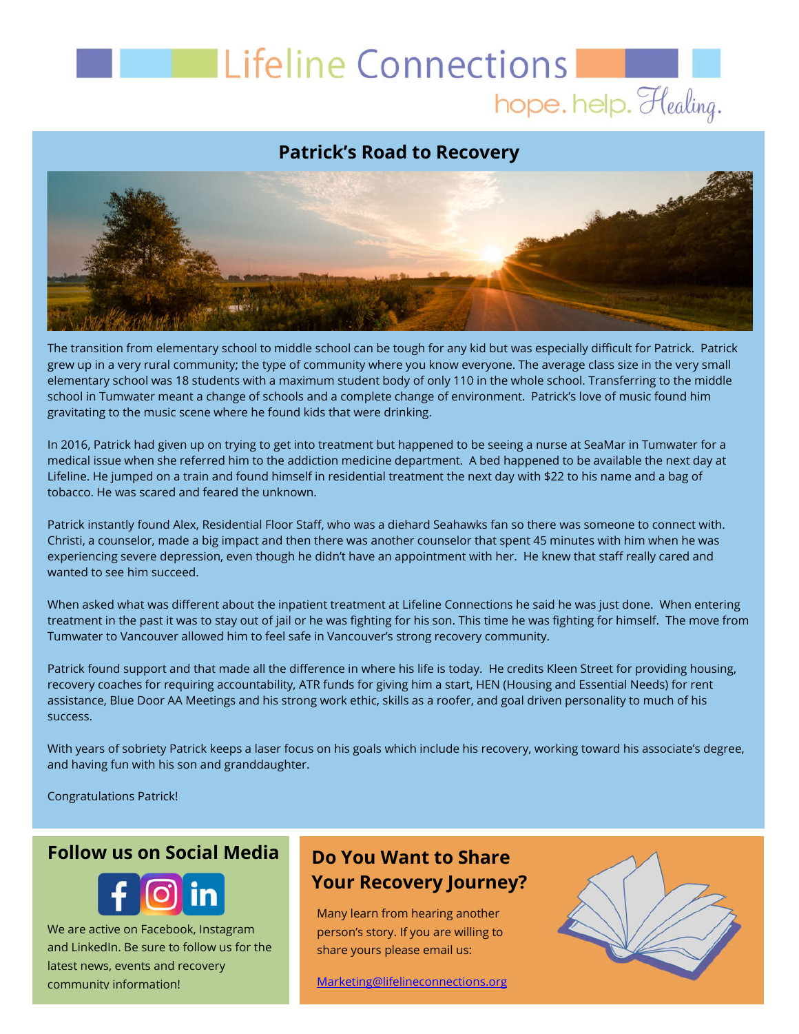# Lifeline Connections

hope. help. Healing.

## Patrick's Road to Recovery

The transition from elementary school to middle school can be tough for any kid but was especially difficult for Patrick. Patrick grew up in a very rural community; the type of community where you know everyone. The average class size in the very small elementary school was 18 students with a maximum student body of only 110 in the whole school. Transferring to the middle school in Tumwater meant a change of schools and a complete change of environment. Patrick's love of music found him gravitating to the music scene where he found kids that were drinking.

In 2016, Patrick had given up on trying to get into treatment but happened to be seeing a nurse at SeaMar in Tumwater for a medical issue when she referred him to the addiction medicine department. A bed happened to be available the next day at Lifeline. He jumped on a train and found himself in residential treatment the next day with $22 to his name and a bag of tobacco. He was scared and feared the unknown.

Patrick instantly found Alex, Residential Floor Staff, who was a diehard Seahawks fan so there was someone to connect with. Christi, a counselor, made a big impact and then there was another counselor that spent 45 minutes with him when he was experiencing severe depression, even though he didn't have an appointment with her. He knew that staff really cared and wanted to see him succeed.

When asked what was different about the inpatient treatment at Lifeline Connections he said he was just done. When entering treatment in the past it was to stay out of jail or he was fighting for his son. This time he was fighting for himself. The move from Tumwater to Vancouver allowed him to feel safe in Vancouver's strong recovery community.

Patrick found support and that made all the difference in where his life is today. He credits Kleen Street for providing housing, recovery coaches for requiring accountability, ATR funds for giving him a start, HEN (Housing and Essential Needs) for rent assistance, Blue Door AA Meetings and his strong work ethic, skills as a roofer, and goal driven personality to much of his success.

With years of sobriety Patrick keeps a laser focus on his goals which include his recovery, working toward his associate's degree, and having fun with his son and granddaughter.

Congratulations Patrick!

## Follow us on Social Media

We are active on Facebook, Instagram and LinkedIn. Be sure to follow us for the latest news, events and recovery community information!

## Do You Want to Share Your Recovery Journey?

Many learn from hearing another person's story. If you are willing to share yours please email us:

Marketing@lifelineconnections.org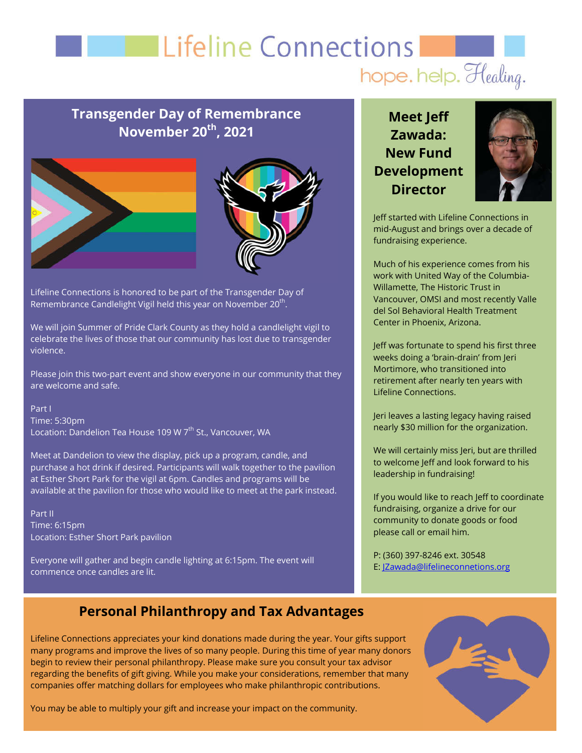# Lifeline Connections

hope. help. Healing.

## Transgender Day of Remembrance November 20th, 2021

Lifeline Connections is honored to be part of the Transgender Day of Remembrance Candlelight Vigil held this year on November 20th.

We will join Summer of Pride Clark County as they hold a candlelight vigil to celebrate the lives of those that our community has lost due to transgender violence.

Please join this two-part event and show everyone in our community that they are welcome and safe.

Part I
Time: 5:30pm
Location: Dandelion Tea House 109 W 7th St., Vancouver, WA

Meet at Dandelion to view the display, pick up a program, candle, and purchase a hot drink if desired. Participants will walk together to the pavilion at Esther Short Park for the vigil at 6pm. Candles and programs will be available at the pavilion for those who would like to meet at the park instead.

Part II
Time: 6:15pm
Location: Esther Short Park pavilion

Everyone will gather and begin candle lighting at 6:15pm. The event will commence once candles are lit.

## Meet Jeff Zawada: New Fund Development Director

Jeff started with Lifeline Connections in mid-August and brings over a decade of fundraising experience.

Much of his experience comes from his work with United Way of the Columbia-Willamette, The Historic Trust in Vancouver, OMSI and most recently Valle del Sol Behavioral Health Treatment Center in Phoenix, Arizona.

Jeff was fortunate to spend his first three weeks doing a 'brain-drain' from Jeri Mortimore, who transitioned into retirement after nearly ten years with Lifeline Connections.

Jeri leaves a lasting legacy having raised nearly $30 million for the organization.

We will certainly miss Jeri, but are thrilled to welcome Jeff and look forward to his leadership in fundraising!

If you would like to reach Jeff to coordinate fundraising, organize a drive for our community to donate goods or food please call or email him.

P: (360) 397-8246 ext. 30548
E: JZawada@lifelineconnetions.org

## Personal Philanthropy and Tax Advantages

Lifeline Connections appreciates your kind donations made during the year. Your gifts support many programs and improve the lives of so many people. During this time of year many donors begin to review their personal philanthropy. Please make sure you consult your tax advisor regarding the benefits of gift giving. While you make your considerations, remember that many companies offer matching dollars for employees who make philanthropic contributions.

You may be able to multiply your gift and increase your impact on the community.